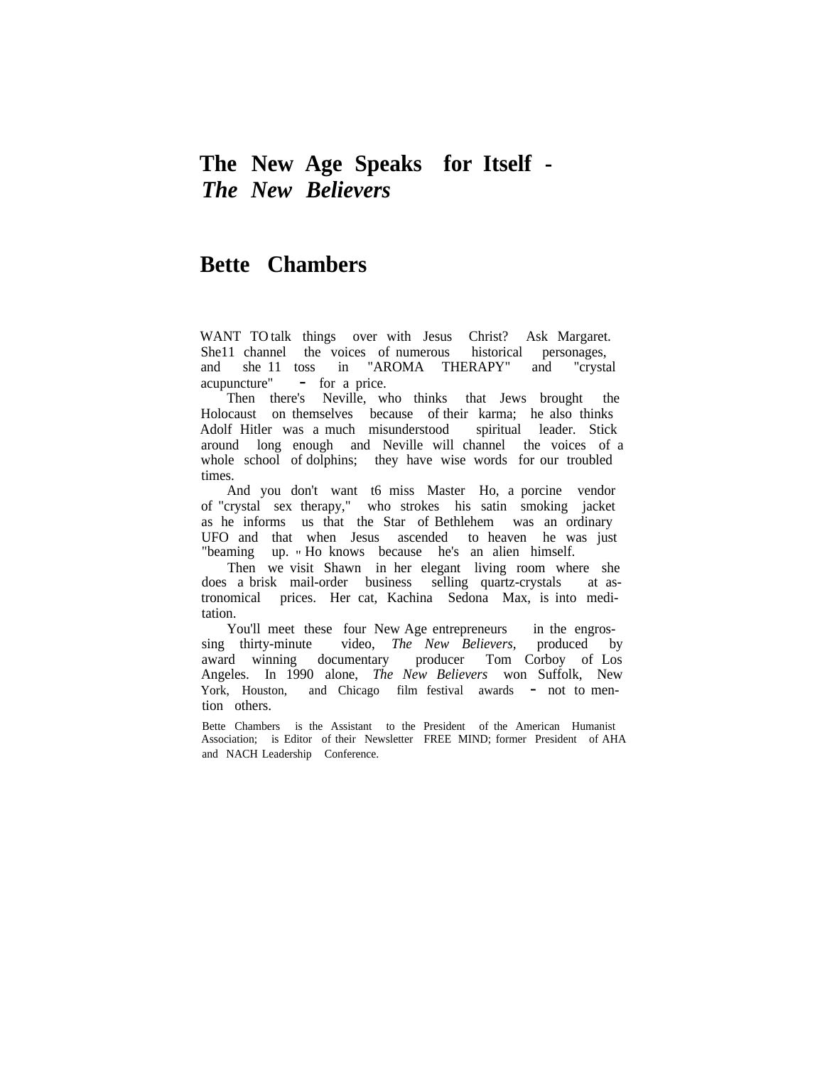# The New Age Speaks for Itself - *The New Believers*

## Bette Chambers

WANT TO talk things over with Jesus Christ? Ask Margaret. She11 channel the voices of numerous historical personages, and she 11 toss in "AROMA THERAPY" and "crystal acupuncture" - for a price.

Then there's Neville, who thinks that Jews brought the Holocaust on themselves because of their karma; he also thinks Adolf Hitler was a much misunderstood spiritual leader. Stick around long enough and Neville will channel the voices of a whole school of dolphins; they have wise words for our troubled times.

And you don't want t6 miss Master Ho, a porcine vendor of "crystal sex therapy," who strokes his satin smoking jacket as he informs us that the Star of Bethlehem was an ordinary UFO and that when Jesus ascended to heaven he was just "beaming up." Ho knows because he's an alien himself.

Then we visit Shawn in her elegant living room where she does a brisk mail-order business selling quartz-crystals at astronomical prices. Her cat, Kachina Sedona Max, is into meditation.

You'll meet these four New Age entrepreneurs in the engrossing thirty-minute video, *The New Believers,* produced by award winning documentary producer Tom Corboy of Los Angeles. In 1990 alone, *The New Believers* won Suffolk, New York, Houston, and Chicago film festival awards - not to mention others.

Bette Chambers is the Assistant to the President of the American Humanist Association; is Editor of their Newsletter FREE MIND; former President of AHA and NACH Leadership Conference.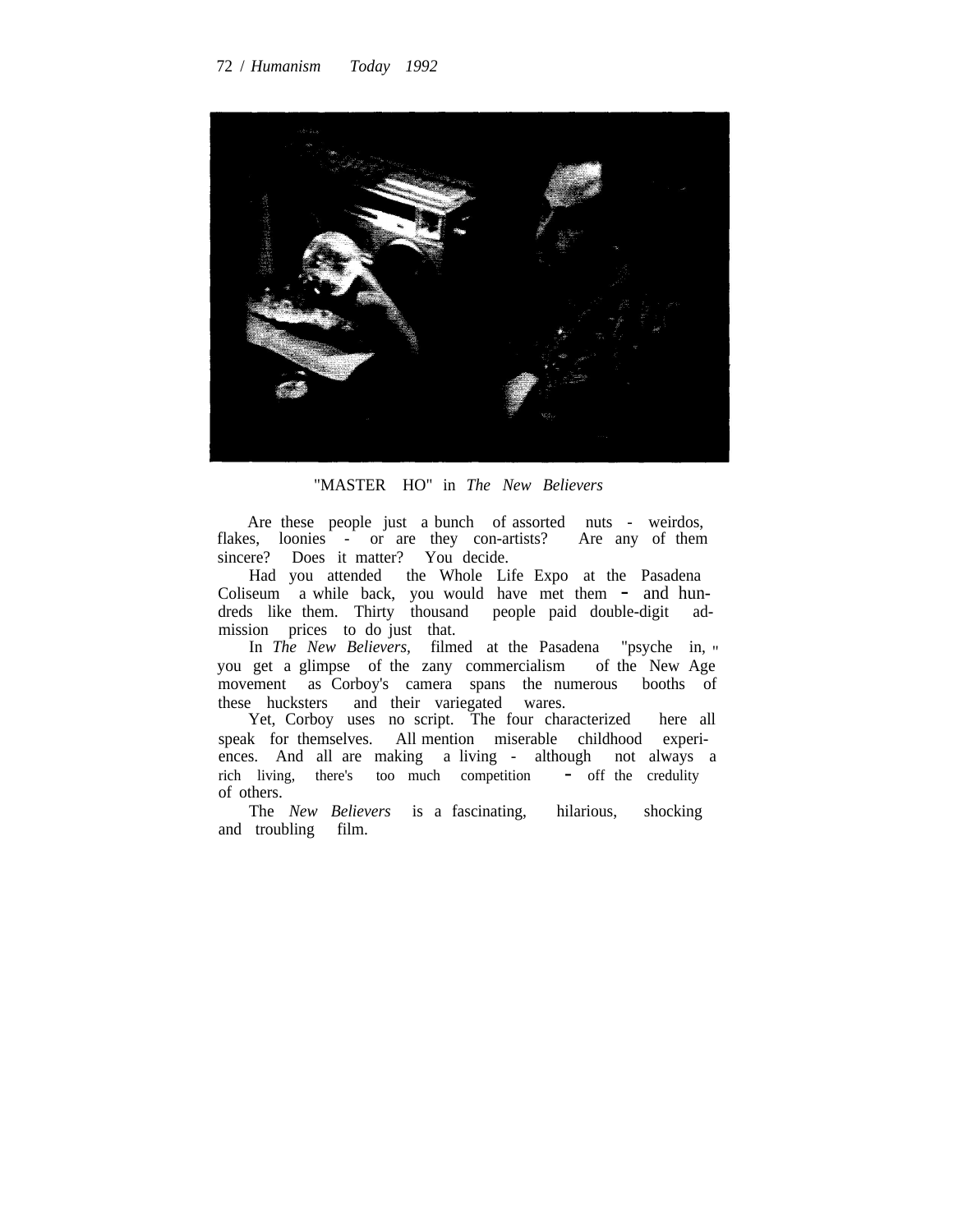"MASTER HO" in *The New Believers*

Are these people just a bunch of assorted nuts - weirdos, flakes, loonies - or are they con-artists? Are any of them sincere? Does it matter? You decide.

Had you attended the Whole Life Expo at the Pasadena Coliseum a while back, you would have met them - and hundreds like them. Thirty thousand people paid double-digit admission prices to do just that.

In *The New Believers,* filmed at the Pasadena "psyche in," you get a glimpse of the zany commercialism of the New Age movement as Corboy's camera spans the numerous booths of these hucksters and their variegated wares.

Yet, Corboy uses no script. The four characterized here all speak for themselves. All mention miserable childhood experiences. And all are making a living - although not always a rich living, there's too much competition - off the credulity of others.

The *New Believers* is a fascinating, hilarious, shocking and troubling film.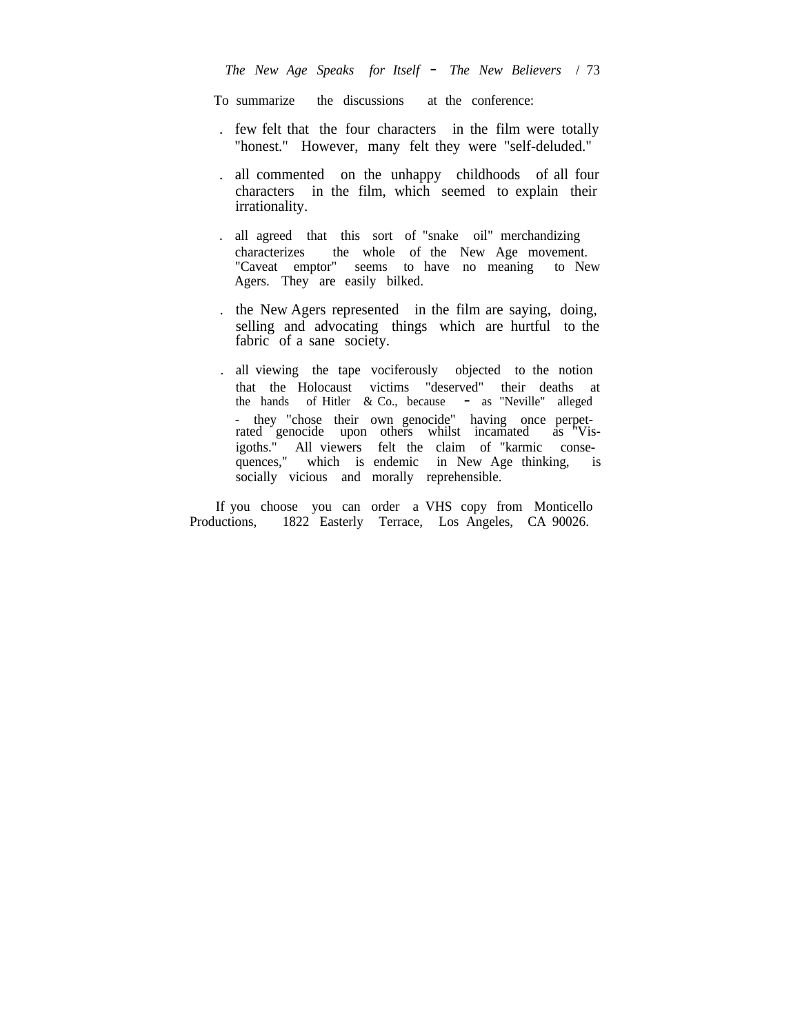To summarize the discussions at the conference:

- few felt that the four characters in the film were totally "honest." However, many felt they were "self-deluded."
- all commented on the unhappy childhoods of all four characters in the film, which seemed to explain their irrationality.
- all agreed that this sort of "snake oil" merchandizing characterizes the whole of the New Age movement. "Caveat emptor" seems to have no meaning to New Agers. They are easily bilked.
- the New Agers represented in the film are saying, doing, selling and advocating things which are hurtful to the fabric of a sane society.
- all viewing the tape vociferously objected to the notion that the Holocaust victims "deserved" their deaths at the hands of Hitler & Co., because - as "Neville" alleged - they "chose their own genocide" having once perpetrated genocide upon others whilst incarnated as "Visigoths." All viewers felt the claim of "karmic consequences," which is endemic in New Age thinking, is socially vicious and morally reprehensible.

If you choose you can order a VHS copy from Monticello Productions, 1822 Easterly Terrace, Los Angeles, CA 90026.